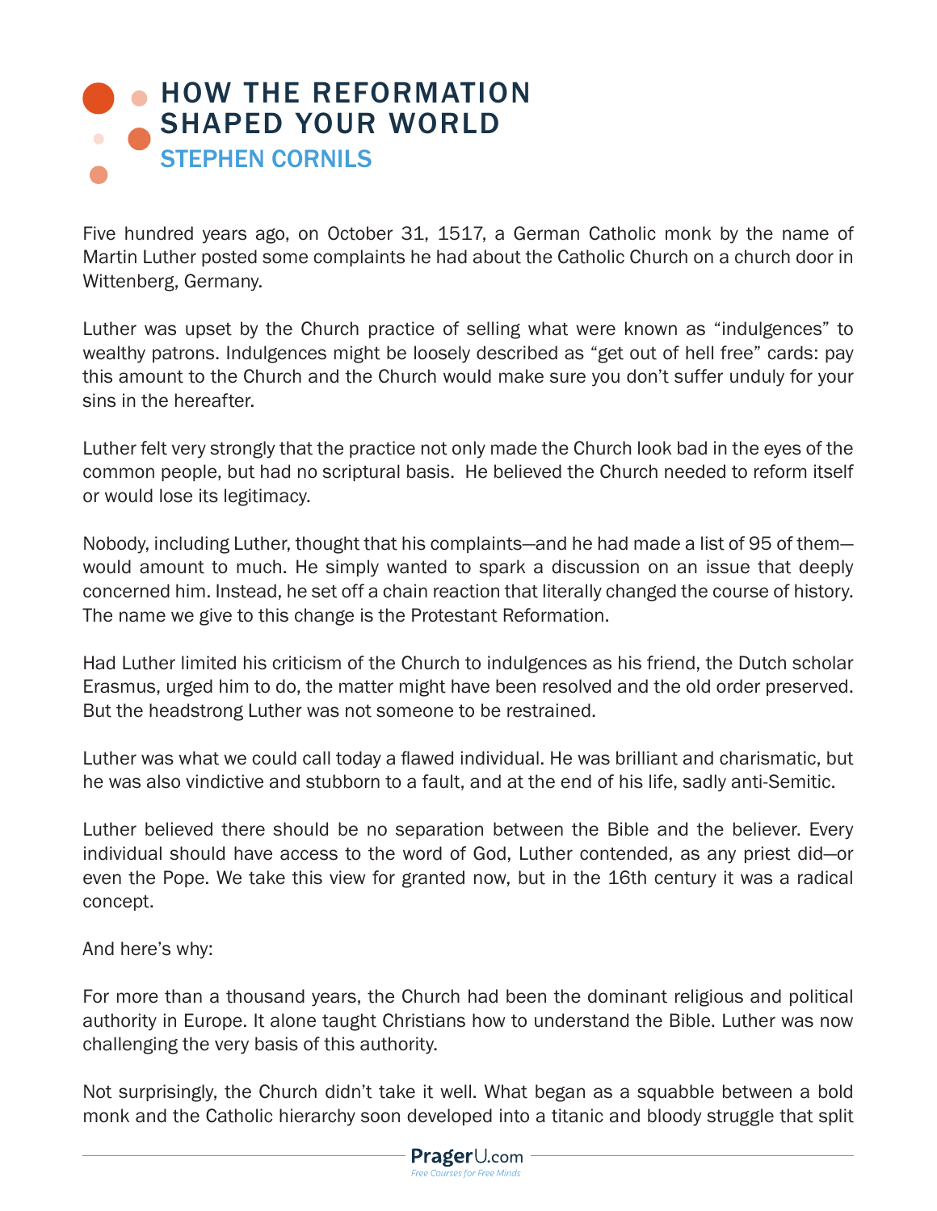# HOW THE REFORMATION SHAPED YOUR WORLD

## STEPHEN CORNILS

Five hundred years ago, on October 31, 1517, a German Catholic monk by the name of Martin Luther posted some complaints he had about the Catholic Church on a church door in Wittenberg, Germany.

Luther was upset by the Church practice of selling what were known as "indulgences" to wealthy patrons. Indulgences might be loosely described as "get out of hell free" cards: pay this amount to the Church and the Church would make sure you don't suffer unduly for your sins in the hereafter.

Luther felt very strongly that the practice not only made the Church look bad in the eyes of the common people, but had no scriptural basis. He believed the Church needed to reform itself or would lose its legitimacy.

Nobody, including Luther, thought that his complaints—and he had made a list of 95 of them—would amount to much. He simply wanted to spark a discussion on an issue that deeply concerned him. Instead, he set off a chain reaction that literally changed the course of history. The name we give to this change is the Protestant Reformation.

Had Luther limited his criticism of the Church to indulgences as his friend, the Dutch scholar Erasmus, urged him to do, the matter might have been resolved and the old order preserved. But the headstrong Luther was not someone to be restrained.

Luther was what we could call today a flawed individual. He was brilliant and charismatic, but he was also vindictive and stubborn to a fault, and at the end of his life, sadly anti-Semitic.

Luther believed there should be no separation between the Bible and the believer. Every individual should have access to the word of God, Luther contended, as any priest did—or even the Pope. We take this view for granted now, but in the 16th century it was a radical concept.

And here's why:

For more than a thousand years, the Church had been the dominant religious and political authority in Europe. It alone taught Christians how to understand the Bible. Luther was now challenging the very basis of this authority.

Not surprisingly, the Church didn't take it well. What began as a squabble between a bold monk and the Catholic hierarchy soon developed into a titanic and bloody struggle that split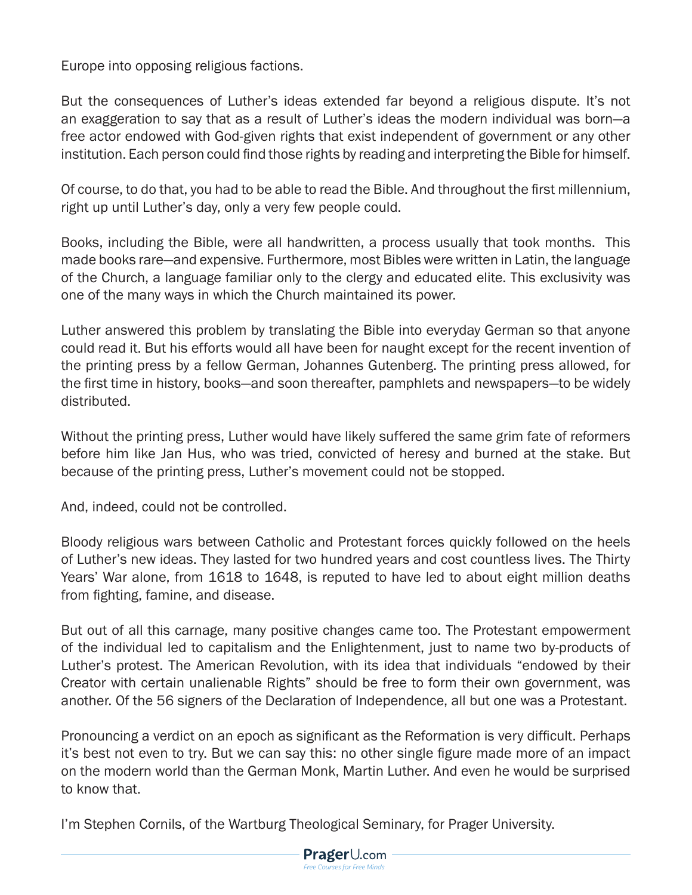Europe into opposing religious factions.

But the consequences of Luther's ideas extended far beyond a religious dispute. It's not an exaggeration to say that as a result of Luther's ideas the modern individual was born—a free actor endowed with God-given rights that exist independent of government or any other institution. Each person could find those rights by reading and interpreting the Bible for himself.

Of course, to do that, you had to be able to read the Bible. And throughout the first millennium, right up until Luther's day, only a very few people could.

Books, including the Bible, were all handwritten, a process usually that took months. This made books rare—and expensive. Furthermore, most Bibles were written in Latin, the language of the Church, a language familiar only to the clergy and educated elite. This exclusivity was one of the many ways in which the Church maintained its power.

Luther answered this problem by translating the Bible into everyday German so that anyone could read it. But his efforts would all have been for naught except for the recent invention of the printing press by a fellow German, Johannes Gutenberg. The printing press allowed, for the first time in history, books—and soon thereafter, pamphlets and newspapers—to be widely distributed.

Without the printing press, Luther would have likely suffered the same grim fate of reformers before him like Jan Hus, who was tried, convicted of heresy and burned at the stake. But because of the printing press, Luther's movement could not be stopped.

And, indeed, could not be controlled.

Bloody religious wars between Catholic and Protestant forces quickly followed on the heels of Luther's new ideas. They lasted for two hundred years and cost countless lives. The Thirty Years' War alone, from 1618 to 1648, is reputed to have led to about eight million deaths from fighting, famine, and disease.

But out of all this carnage, many positive changes came too. The Protestant empowerment of the individual led to capitalism and the Enlightenment, just to name two by-products of Luther's protest. The American Revolution, with its idea that individuals "endowed by their Creator with certain unalienable Rights" should be free to form their own government, was another. Of the 56 signers of the Declaration of Independence, all but one was a Protestant.

Pronouncing a verdict on an epoch as significant as the Reformation is very difficult. Perhaps it's best not even to try. But we can say this: no other single figure made more of an impact on the modern world than the German Monk, Martin Luther. And even he would be surprised to know that.

I'm Stephen Cornils, of the Wartburg Theological Seminary, for Prager University.